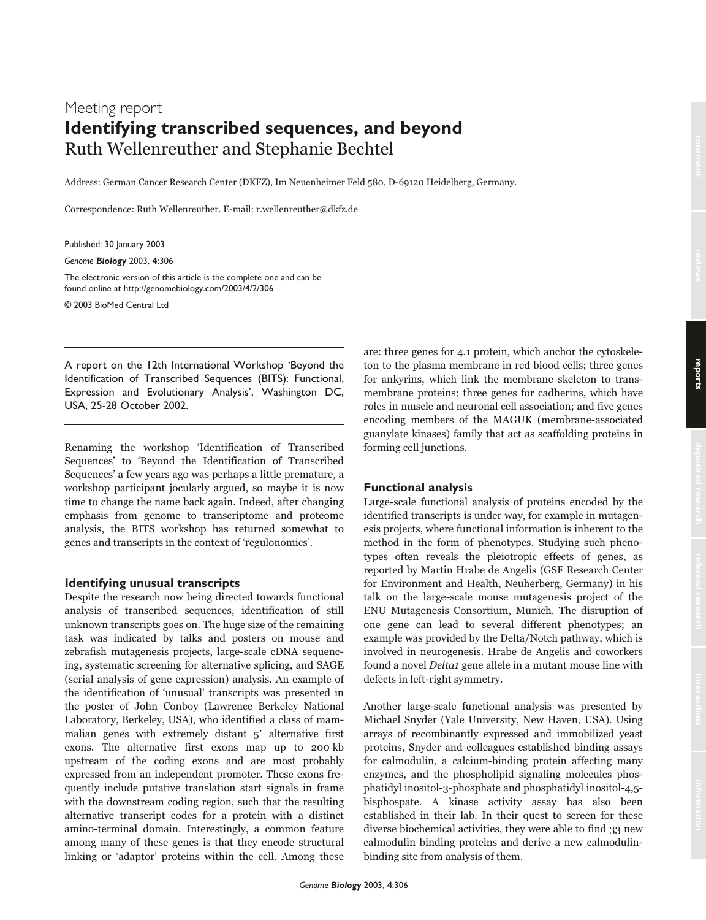Meeting report

# Identifying transcribed sequences, and beyond

Ruth Wellenreuther and Stephanie Bechtel

Address: German Cancer Research Center (DKFZ), Im Neuenheimer Feld 580, D-69120 Heidelberg, Germany.

Correspondence: Ruth Wellenreuther. E-mail: r.wellenreuther@dkfz.de

Published: 30 January 2003

*Genome **Biology*** 2003, **4**:306

The electronic version of this article is the complete one and can be found online at http://genomebiology.com/2003/4/2/306

© 2003 BioMed Central Ltd

---

A report on the 12th International Workshop 'Beyond the Identification of Transcribed Sequences (BITS): Functional, Expression and Evolutionary Analysis', Washington DC, USA, 25-28 October 2002.

---

Renaming the workshop 'Identification of Transcribed Sequences' to 'Beyond the Identification of Transcribed Sequences' a few years ago was perhaps a little premature, a workshop participant jocularly argued, so maybe it is now time to change the name back again. Indeed, after changing emphasis from genome to transcriptome and proteome analysis, the BITS workshop has returned somewhat to genes and transcripts in the context of 'regulonomics'.

## Identifying unusual transcripts

Despite the research now being directed towards functional analysis of transcribed sequences, identification of still unknown transcripts goes on. The huge size of the remaining task was indicated by talks and posters on mouse and zebrafish mutagenesis projects, large-scale cDNA sequencing, systematic screening for alternative splicing, and SAGE (serial analysis of gene expression) analysis. An example of the identification of 'unusual' transcripts was presented in the poster of John Conboy (Lawrence Berkeley National Laboratory, Berkeley, USA), who identified a class of mammalian genes with extremely distant 5′ alternative first exons. The alternative first exons map up to 200 kb upstream of the coding exons and are most probably expressed from an independent promoter. These exons frequently include putative translation start signals in frame with the downstream coding region, such that the resulting alternative transcript codes for a protein with a distinct amino-terminal domain. Interestingly, a common feature among many of these genes is that they encode structural linking or 'adaptor' proteins within the cell. Among these are: three genes for 4.1 protein, which anchor the cytoskeleton to the plasma membrane in red blood cells; three genes for ankyrins, which link the membrane skeleton to transmembrane proteins; three genes for cadherins, which have roles in muscle and neuronal cell association; and five genes encoding members of the MAGUK (membrane-associated guanylate kinases) family that act as scaffolding proteins in forming cell junctions.

## Functional analysis

Large-scale functional analysis of proteins encoded by the identified transcripts is under way, for example in mutagenesis projects, where functional information is inherent to the method in the form of phenotypes. Studying such phenotypes often reveals the pleiotropic effects of genes, as reported by Martin Hrabe de Angelis (GSF Research Center for Environment and Health, Neuherberg, Germany) in his talk on the large-scale mouse mutagenesis project of the ENU Mutagenesis Consortium, Munich. The disruption of one gene can lead to several different phenotypes; an example was provided by the Delta/Notch pathway, which is involved in neurogenesis. Hrabe de Angelis and coworkers found a novel *Delta1* gene allele in a mutant mouse line with defects in left-right symmetry.

Another large-scale functional analysis was presented by Michael Snyder (Yale University, New Haven, USA). Using arrays of recombinantly expressed and immobilized yeast proteins, Snyder and colleagues established binding assays for calmodulin, a calcium-binding protein affecting many enzymes, and the phospholipid signaling molecules phosphatidyl inositol-3-phosphate and phosphatidyl inositol-4,5-bisphospate. A kinase activity assay has also been established in their lab. In their quest to screen for these diverse biochemical activities, they were able to find 33 new calmodulin binding proteins and derive a new calmodulin-binding site from analysis of them.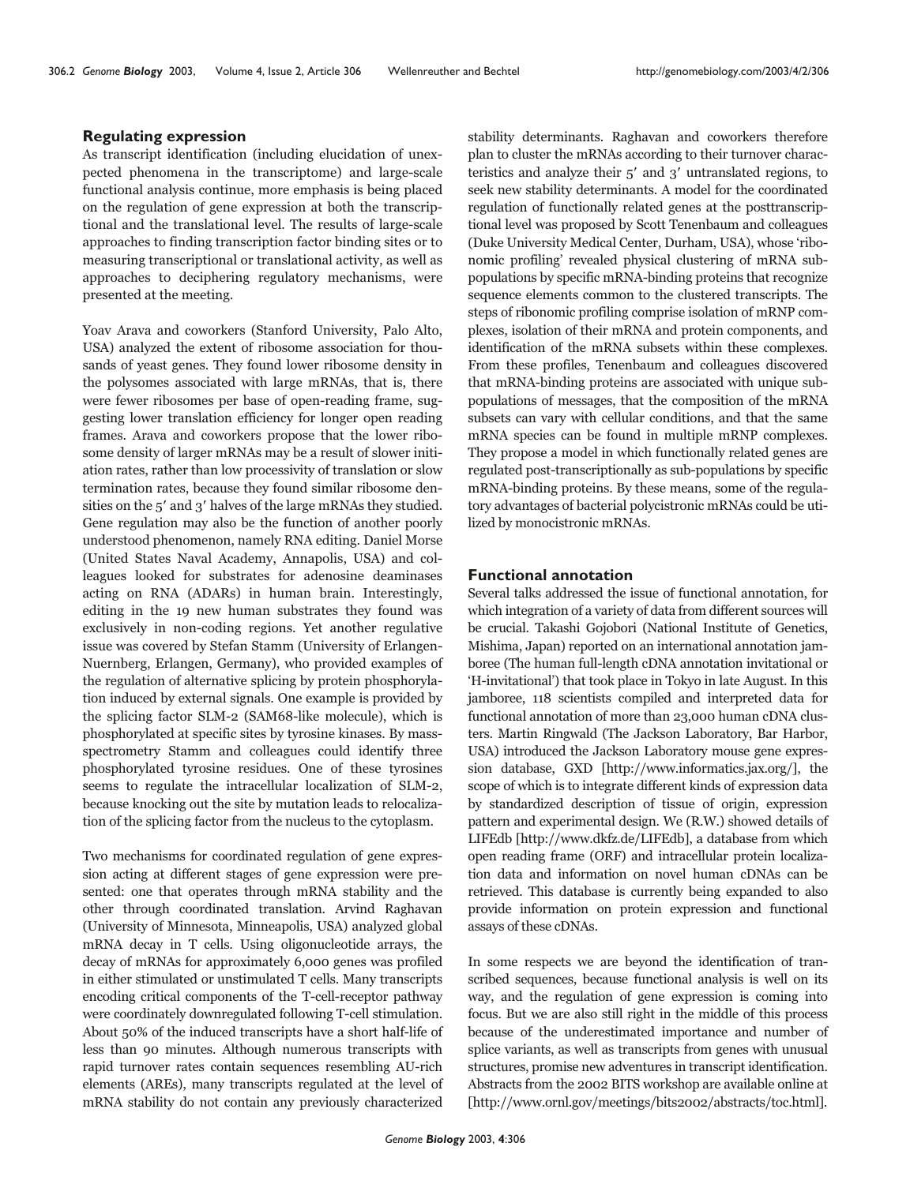## Regulating expression

As transcript identification (including elucidation of unexpected phenomena in the transcriptome) and large-scale functional analysis continue, more emphasis is being placed on the regulation of gene expression at both the transcriptional and the translational level. The results of large-scale approaches to finding transcription factor binding sites or to measuring transcriptional or translational activity, as well as approaches to deciphering regulatory mechanisms, were presented at the meeting.

Yoav Arava and coworkers (Stanford University, Palo Alto, USA) analyzed the extent of ribosome association for thousands of yeast genes. They found lower ribosome density in the polysomes associated with large mRNAs, that is, there were fewer ribosomes per base of open-reading frame, suggesting lower translation efficiency for longer open reading frames. Arava and coworkers propose that the lower ribosome density of larger mRNAs may be a result of slower initiation rates, rather than low processivity of translation or slow termination rates, because they found similar ribosome densities on the 5′ and 3′ halves of the large mRNAs they studied. Gene regulation may also be the function of another poorly understood phenomenon, namely RNA editing. Daniel Morse (United States Naval Academy, Annapolis, USA) and colleagues looked for substrates for adenosine deaminases acting on RNA (ADARs) in human brain. Interestingly, editing in the 19 new human substrates they found was exclusively in non-coding regions. Yet another regulative issue was covered by Stefan Stamm (University of Erlangen-Nuernberg, Erlangen, Germany), who provided examples of the regulation of alternative splicing by protein phosphorylation induced by external signals. One example is provided by the splicing factor SLM-2 (SAM68-like molecule), which is phosphorylated at specific sites by tyrosine kinases. By mass-spectrometry Stamm and colleagues could identify three phosphorylated tyrosine residues. One of these tyrosines seems to regulate the intracellular localization of SLM-2, because knocking out the site by mutation leads to relocalization of the splicing factor from the nucleus to the cytoplasm.

Two mechanisms for coordinated regulation of gene expression acting at different stages of gene expression were presented: one that operates through mRNA stability and the other through coordinated translation. Arvind Raghavan (University of Minnesota, Minneapolis, USA) analyzed global mRNA decay in T cells. Using oligonucleotide arrays, the decay of mRNAs for approximately 6,000 genes was profiled in either stimulated or unstimulated T cells. Many transcripts encoding critical components of the T-cell-receptor pathway were coordinately downregulated following T-cell stimulation. About 50% of the induced transcripts have a short half-life of less than 90 minutes. Although numerous transcripts with rapid turnover rates contain sequences resembling AU-rich elements (AREs), many transcripts regulated at the level of mRNA stability do not contain any previously characterized stability determinants. Raghavan and coworkers therefore plan to cluster the mRNAs according to their turnover characteristics and analyze their 5′ and 3′ untranslated regions, to seek new stability determinants. A model for the coordinated regulation of functionally related genes at the posttranscriptional level was proposed by Scott Tenenbaum and colleagues (Duke University Medical Center, Durham, USA), whose 'ribonomic profiling' revealed physical clustering of mRNA subpopulations by specific mRNA-binding proteins that recognize sequence elements common to the clustered transcripts. The steps of ribonomic profiling comprise isolation of mRNP complexes, isolation of their mRNA and protein components, and identification of the mRNA subsets within these complexes. From these profiles, Tenenbaum and colleagues discovered that mRNA-binding proteins are associated with unique subpopulations of messages, that the composition of the mRNA subsets can vary with cellular conditions, and that the same mRNA species can be found in multiple mRNP complexes. They propose a model in which functionally related genes are regulated post-transcriptionally as sub-populations by specific mRNA-binding proteins. By these means, some of the regulatory advantages of bacterial polycistronic mRNAs could be utilized by monocistronic mRNAs.

## Functional annotation

Several talks addressed the issue of functional annotation, for which integration of a variety of data from different sources will be crucial. Takashi Gojobori (National Institute of Genetics, Mishima, Japan) reported on an international annotation jamboree (The human full-length cDNA annotation invitational or 'H-invitational') that took place in Tokyo in late August. In this jamboree, 118 scientists compiled and interpreted data for functional annotation of more than 23,000 human cDNA clusters. Martin Ringwald (The Jackson Laboratory, Bar Harbor, USA) introduced the Jackson Laboratory mouse gene expression database, GXD [http://www.informatics.jax.org/], the scope of which is to integrate different kinds of expression data by standardized description of tissue of origin, expression pattern and experimental design. We (R.W.) showed details of LIFEdb [http://www.dkfz.de/LIFEdb], a database from which open reading frame (ORF) and intracellular protein localization data and information on novel human cDNAs can be retrieved. This database is currently being expanded to also provide information on protein expression and functional assays of these cDNAs.

In some respects we are beyond the identification of transcribed sequences, because functional analysis is well on its way, and the regulation of gene expression is coming into focus. But we are also still right in the middle of this process because of the underestimated importance and number of splice variants, as well as transcripts from genes with unusual structures, promise new adventures in transcript identification. Abstracts from the 2002 BITS workshop are available online at [http://www.ornl.gov/meetings/bits2002/abstracts/toc.html].